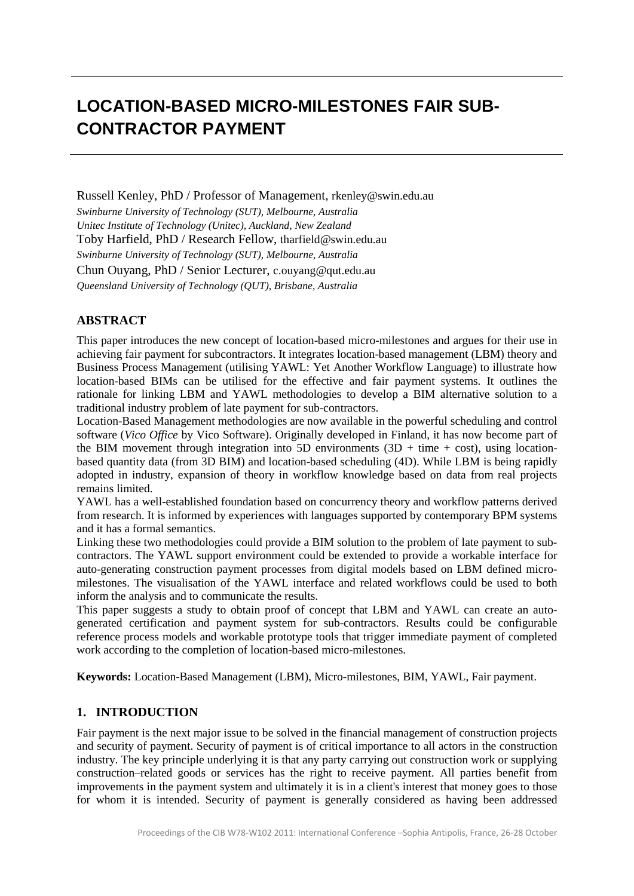# LOCATION-BASED MICRO-MILESTONES FAIR SUB-CONTRACTOR PAYMENT

Russell Kenley, PhD / Professor of Management, rkenley@swin.edu.au
*Swinburne University of Technology (SUT), Melbourne, Australia*
*Unitec Institute of Technology (Unitec), Auckland, New Zealand*
Toby Harfield, PhD / Research Fellow, tharfield@swin.edu.au
*Swinburne University of Technology (SUT), Melbourne, Australia*
Chun Ouyang, PhD / Senior Lecturer, c.ouyang@qut.edu.au
*Queensland University of Technology (QUT), Brisbane, Australia*

## ABSTRACT

This paper introduces the new concept of location-based micro-milestones and argues for their use in achieving fair payment for subcontractors. It integrates location-based management (LBM) theory and Business Process Management (utilising YAWL: Yet Another Workflow Language) to illustrate how location-based BIMs can be utilised for the effective and fair payment systems. It outlines the rationale for linking LBM and YAWL methodologies to develop a BIM alternative solution to a traditional industry problem of late payment for sub-contractors.

Location-Based Management methodologies are now available in the powerful scheduling and control software (*Vico Office* by Vico Software). Originally developed in Finland, it has now become part of the BIM movement through integration into 5D environments (3D + time + cost), using location-based quantity data (from 3D BIM) and location-based scheduling (4D). While LBM is being rapidly adopted in industry, expansion of theory in workflow knowledge based on data from real projects remains limited.

YAWL has a well-established foundation based on concurrency theory and workflow patterns derived from research. It is informed by experiences with languages supported by contemporary BPM systems and it has a formal semantics.

Linking these two methodologies could provide a BIM solution to the problem of late payment to sub-contractors. The YAWL support environment could be extended to provide a workable interface for auto-generating construction payment processes from digital models based on LBM defined micro-milestones. The visualisation of the YAWL interface and related workflows could be used to both inform the analysis and to communicate the results.

This paper suggests a study to obtain proof of concept that LBM and YAWL can create an auto-generated certification and payment system for sub-contractors. Results could be configurable reference process models and workable prototype tools that trigger immediate payment of completed work according to the completion of location-based micro-milestones.

**Keywords:** Location-Based Management (LBM), Micro-milestones, BIM, YAWL, Fair payment.

## 1. INTRODUCTION

Fair payment is the next major issue to be solved in the financial management of construction projects and security of payment. Security of payment is of critical importance to all actors in the construction industry. The key principle underlying it is that any party carrying out construction work or supplying construction–related goods or services has the right to receive payment. All parties benefit from improvements in the payment system and ultimately it is in a client's interest that money goes to those for whom it is intended. Security of payment is generally considered as having been addressed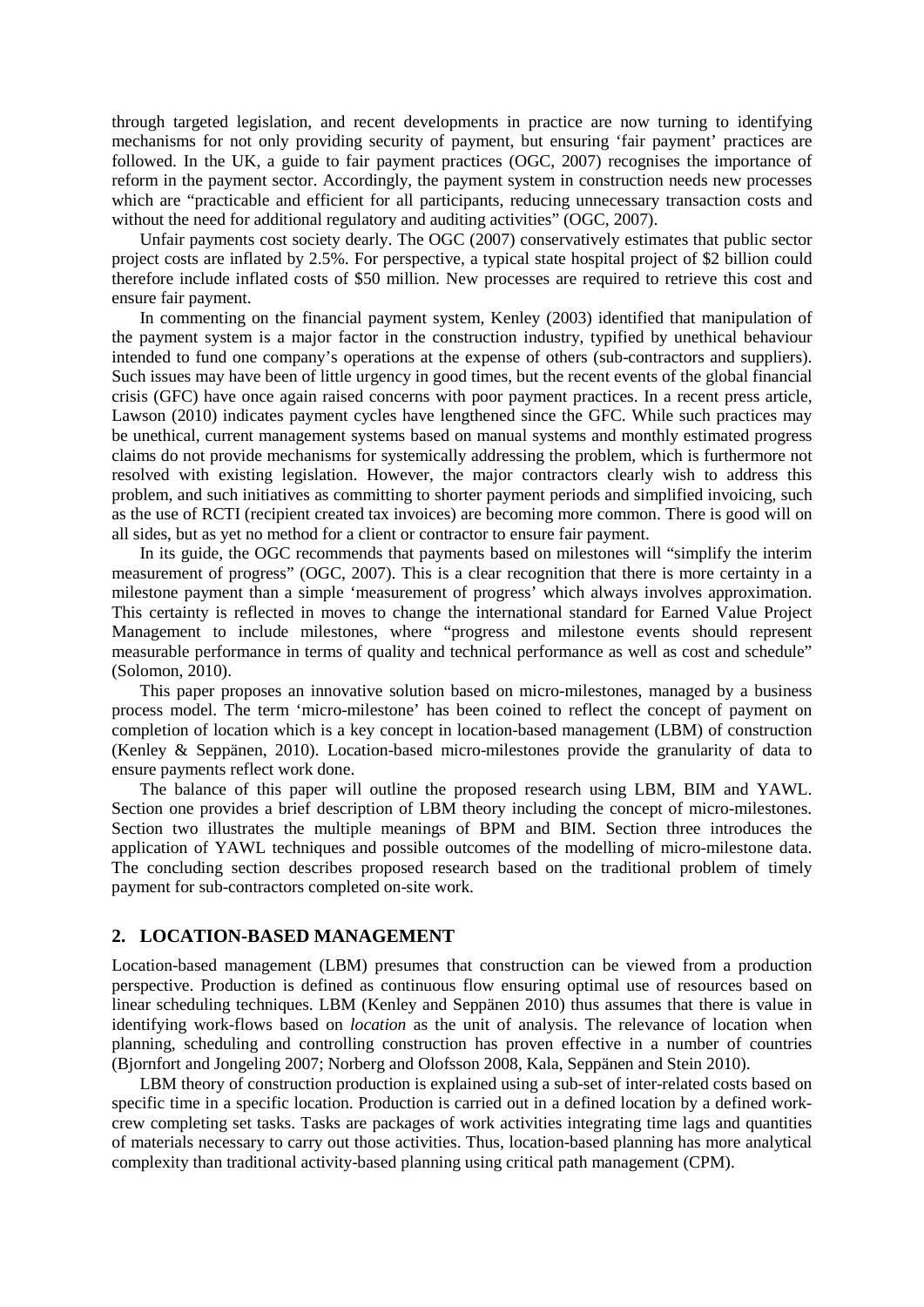through targeted legislation, and recent developments in practice are now turning to identifying mechanisms for not only providing security of payment, but ensuring 'fair payment' practices are followed. In the UK, a guide to fair payment practices (OGC, 2007) recognises the importance of reform in the payment sector. Accordingly, the payment system in construction needs new processes which are "practicable and efficient for all participants, reducing unnecessary transaction costs and without the need for additional regulatory and auditing activities" (OGC, 2007).

Unfair payments cost society dearly. The OGC (2007) conservatively estimates that public sector project costs are inflated by 2.5%. For perspective, a typical state hospital project of $2 billion could therefore include inflated costs of $50 million. New processes are required to retrieve this cost and ensure fair payment.

In commenting on the financial payment system, Kenley (2003) identified that manipulation of the payment system is a major factor in the construction industry, typified by unethical behaviour intended to fund one company's operations at the expense of others (sub-contractors and suppliers). Such issues may have been of little urgency in good times, but the recent events of the global financial crisis (GFC) have once again raised concerns with poor payment practices. In a recent press article, Lawson (2010) indicates payment cycles have lengthened since the GFC. While such practices may be unethical, current management systems based on manual systems and monthly estimated progress claims do not provide mechanisms for systemically addressing the problem, which is furthermore not resolved with existing legislation. However, the major contractors clearly wish to address this problem, and such initiatives as committing to shorter payment periods and simplified invoicing, such as the use of RCTI (recipient created tax invoices) are becoming more common. There is good will on all sides, but as yet no method for a client or contractor to ensure fair payment.

In its guide, the OGC recommends that payments based on milestones will "simplify the interim measurement of progress" (OGC, 2007). This is a clear recognition that there is more certainty in a milestone payment than a simple 'measurement of progress' which always involves approximation. This certainty is reflected in moves to change the international standard for Earned Value Project Management to include milestones, where "progress and milestone events should represent measurable performance in terms of quality and technical performance as well as cost and schedule" (Solomon, 2010).

This paper proposes an innovative solution based on micro-milestones, managed by a business process model. The term 'micro-milestone' has been coined to reflect the concept of payment on completion of location which is a key concept in location-based management (LBM) of construction (Kenley & Seppänen, 2010). Location-based micro-milestones provide the granularity of data to ensure payments reflect work done.

The balance of this paper will outline the proposed research using LBM, BIM and YAWL. Section one provides a brief description of LBM theory including the concept of micro-milestones. Section two illustrates the multiple meanings of BPM and BIM. Section three introduces the application of YAWL techniques and possible outcomes of the modelling of micro-milestone data. The concluding section describes proposed research based on the traditional problem of timely payment for sub-contractors completed on-site work.

## 2. LOCATION-BASED MANAGEMENT

Location-based management (LBM) presumes that construction can be viewed from a production perspective. Production is defined as continuous flow ensuring optimal use of resources based on linear scheduling techniques. LBM (Kenley and Seppänen 2010) thus assumes that there is value in identifying work-flows based on *location* as the unit of analysis. The relevance of location when planning, scheduling and controlling construction has proven effective in a number of countries (Bjornfort and Jongeling 2007; Norberg and Olofsson 2008, Kala, Seppänen and Stein 2010).

LBM theory of construction production is explained using a sub-set of inter-related costs based on specific time in a specific location. Production is carried out in a defined location by a defined work-crew completing set tasks. Tasks are packages of work activities integrating time lags and quantities of materials necessary to carry out those activities. Thus, location-based planning has more analytical complexity than traditional activity-based planning using critical path management (CPM).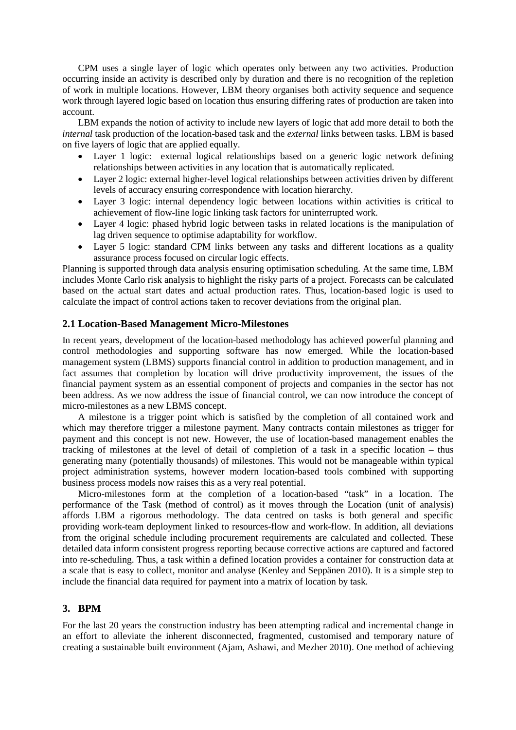CPM uses a single layer of logic which operates only between any two activities. Production occurring inside an activity is described only by duration and there is no recognition of the repletion of work in multiple locations. However, LBM theory organises both activity sequence and sequence work through layered logic based on location thus ensuring differing rates of production are taken into account.

LBM expands the notion of activity to include new layers of logic that add more detail to both the *internal* task production of the location-based task and the *external* links between tasks. LBM is based on five layers of logic that are applied equally.

- Layer 1 logic: external logical relationships based on a generic logic network defining relationships between activities in any location that is automatically replicated.
- Layer 2 logic: external higher-level logical relationships between activities driven by different levels of accuracy ensuring correspondence with location hierarchy.
- Layer 3 logic: internal dependency logic between locations within activities is critical to achievement of flow-line logic linking task factors for uninterrupted work.
- Layer 4 logic: phased hybrid logic between tasks in related locations is the manipulation of lag driven sequence to optimise adaptability for workflow.
- Layer 5 logic: standard CPM links between any tasks and different locations as a quality assurance process focused on circular logic effects.

Planning is supported through data analysis ensuring optimisation scheduling. At the same time, LBM includes Monte Carlo risk analysis to highlight the risky parts of a project. Forecasts can be calculated based on the actual start dates and actual production rates. Thus, location-based logic is used to calculate the impact of control actions taken to recover deviations from the original plan.

## 2.1 Location-Based Management Micro-Milestones

In recent years, development of the location-based methodology has achieved powerful planning and control methodologies and supporting software has now emerged. While the location-based management system (LBMS) supports financial control in addition to production management, and in fact assumes that completion by location will drive productivity improvement, the issues of the financial payment system as an essential component of projects and companies in the sector has not been address. As we now address the issue of financial control, we can now introduce the concept of micro-milestones as a new LBMS concept.

A milestone is a trigger point which is satisfied by the completion of all contained work and which may therefore trigger a milestone payment. Many contracts contain milestones as trigger for payment and this concept is not new. However, the use of location-based management enables the tracking of milestones at the level of detail of completion of a task in a specific location – thus generating many (potentially thousands) of milestones. This would not be manageable within typical project administration systems, however modern location-based tools combined with supporting business process models now raises this as a very real potential.

Micro-milestones form at the completion of a location-based "task" in a location. The performance of the Task (method of control) as it moves through the Location (unit of analysis) affords LBM a rigorous methodology. The data centred on tasks is both general and specific providing work-team deployment linked to resources-flow and work-flow. In addition, all deviations from the original schedule including procurement requirements are calculated and collected. These detailed data inform consistent progress reporting because corrective actions are captured and factored into re-scheduling. Thus, a task within a defined location provides a container for construction data at a scale that is easy to collect, monitor and analyse (Kenley and Seppänen 2010). It is a simple step to include the financial data required for payment into a matrix of location by task.

# 3. BPM

For the last 20 years the construction industry has been attempting radical and incremental change in an effort to alleviate the inherent disconnected, fragmented, customised and temporary nature of creating a sustainable built environment (Ajam, Ashawi, and Mezher 2010). One method of achieving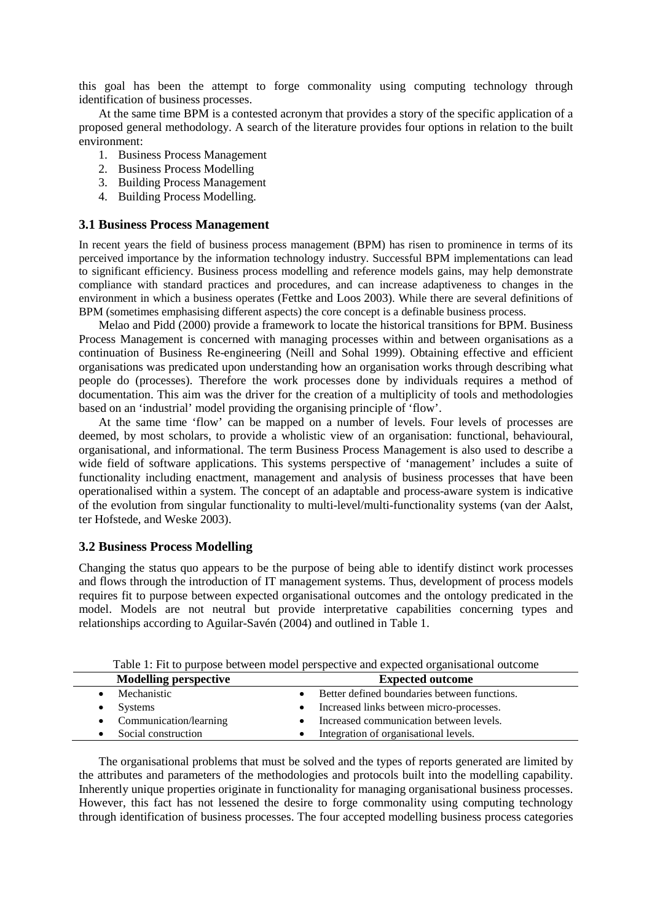this goal has been the attempt to forge commonality using computing technology through identification of business processes.

At the same time BPM is a contested acronym that provides a story of the specific application of a proposed general methodology. A search of the literature provides four options in relation to the built environment:

1. Business Process Management
2. Business Process Modelling
3. Building Process Management
4. Building Process Modelling.

### 3.1 Business Process Management

In recent years the field of business process management (BPM) has risen to prominence in terms of its perceived importance by the information technology industry. Successful BPM implementations can lead to significant efficiency. Business process modelling and reference models gains, may help demonstrate compliance with standard practices and procedures, and can increase adaptiveness to changes in the environment in which a business operates (Fettke and Loos 2003). While there are several definitions of BPM (sometimes emphasising different aspects) the core concept is a definable business process.

Melao and Pidd (2000) provide a framework to locate the historical transitions for BPM. Business Process Management is concerned with managing processes within and between organisations as a continuation of Business Re-engineering (Neill and Sohal 1999). Obtaining effective and efficient organisations was predicated upon understanding how an organisation works through describing what people do (processes). Therefore the work processes done by individuals requires a method of documentation. This aim was the driver for the creation of a multiplicity of tools and methodologies based on an 'industrial' model providing the organising principle of 'flow'.

At the same time 'flow' can be mapped on a number of levels. Four levels of processes are deemed, by most scholars, to provide a wholistic view of an organisation: functional, behavioural, organisational, and informational. The term Business Process Management is also used to describe a wide field of software applications. This systems perspective of 'management' includes a suite of functionality including enactment, management and analysis of business processes that have been operationalised within a system. The concept of an adaptable and process-aware system is indicative of the evolution from singular functionality to multi-level/multi-functionality systems (van der Aalst, ter Hofstede, and Weske 2003).

### 3.2 Business Process Modelling

Changing the status quo appears to be the purpose of being able to identify distinct work processes and flows through the introduction of IT management systems. Thus, development of process models requires fit to purpose between expected organisational outcomes and the ontology predicated in the model. Models are not neutral but provide interpretative capabilities concerning types and relationships according to Aguilar-Savén (2004) and outlined in Table 1.

Table 1: Fit to purpose between model perspective and expected organisational outcome

| Modelling perspective | Expected outcome |
|---|---|
| • Mechanistic | • Better defined boundaries between functions. |
| • Systems | • Increased links between micro-processes. |
| • Communication/learning | • Increased communication between levels. |
| • Social construction | • Integration of organisational levels. |

The organisational problems that must be solved and the types of reports generated are limited by the attributes and parameters of the methodologies and protocols built into the modelling capability. Inherently unique properties originate in functionality for managing organisational business processes. However, this fact has not lessened the desire to forge commonality using computing technology through identification of business processes. The four accepted modelling business process categories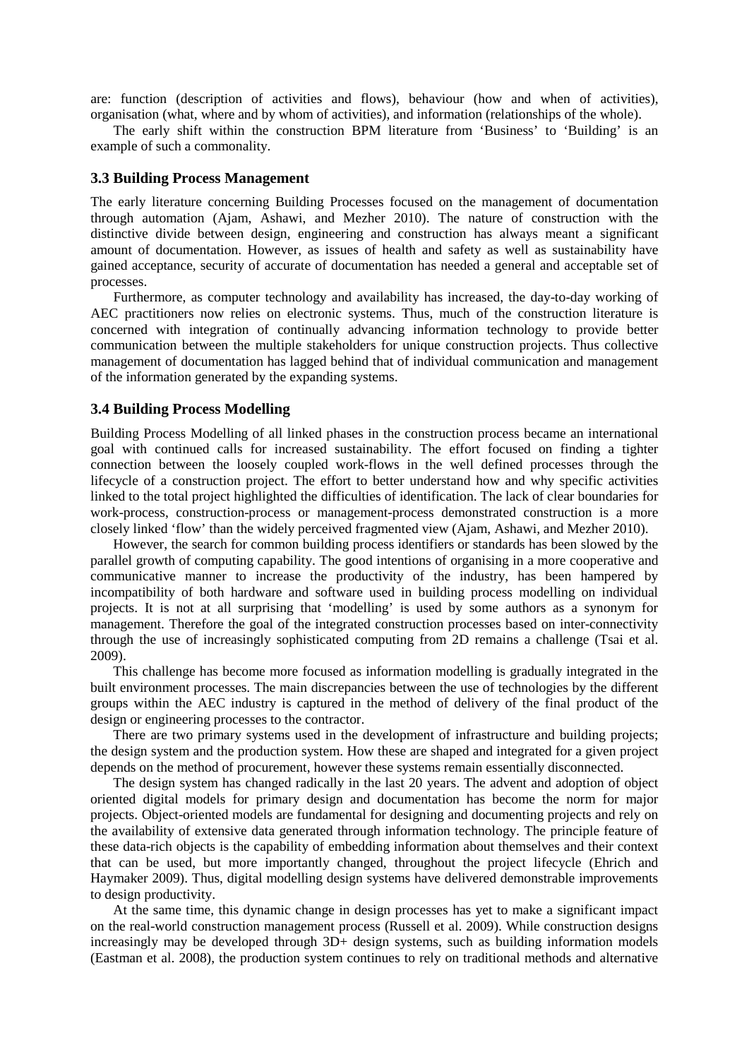are: function (description of activities and flows), behaviour (how and when of activities), organisation (what, where and by whom of activities), and information (relationships of the whole).

The early shift within the construction BPM literature from 'Business' to 'Building' is an example of such a commonality.

### 3.3 Building Process Management

The early literature concerning Building Processes focused on the management of documentation through automation (Ajam, Ashawi, and Mezher 2010). The nature of construction with the distinctive divide between design, engineering and construction has always meant a significant amount of documentation. However, as issues of health and safety as well as sustainability have gained acceptance, security of accurate of documentation has needed a general and acceptable set of processes.

Furthermore, as computer technology and availability has increased, the day-to-day working of AEC practitioners now relies on electronic systems. Thus, much of the construction literature is concerned with integration of continually advancing information technology to provide better communication between the multiple stakeholders for unique construction projects. Thus collective management of documentation has lagged behind that of individual communication and management of the information generated by the expanding systems.

### 3.4 Building Process Modelling

Building Process Modelling of all linked phases in the construction process became an international goal with continued calls for increased sustainability. The effort focused on finding a tighter connection between the loosely coupled work-flows in the well defined processes through the lifecycle of a construction project. The effort to better understand how and why specific activities linked to the total project highlighted the difficulties of identification. The lack of clear boundaries for work-process, construction-process or management-process demonstrated construction is a more closely linked 'flow' than the widely perceived fragmented view (Ajam, Ashawi, and Mezher 2010).

However, the search for common building process identifiers or standards has been slowed by the parallel growth of computing capability. The good intentions of organising in a more cooperative and communicative manner to increase the productivity of the industry, has been hampered by incompatibility of both hardware and software used in building process modelling on individual projects. It is not at all surprising that 'modelling' is used by some authors as a synonym for management. Therefore the goal of the integrated construction processes based on inter-connectivity through the use of increasingly sophisticated computing from 2D remains a challenge (Tsai et al. 2009).

This challenge has become more focused as information modelling is gradually integrated in the built environment processes. The main discrepancies between the use of technologies by the different groups within the AEC industry is captured in the method of delivery of the final product of the design or engineering processes to the contractor.

There are two primary systems used in the development of infrastructure and building projects; the design system and the production system. How these are shaped and integrated for a given project depends on the method of procurement, however these systems remain essentially disconnected.

The design system has changed radically in the last 20 years. The advent and adoption of object oriented digital models for primary design and documentation has become the norm for major projects. Object-oriented models are fundamental for designing and documenting projects and rely on the availability of extensive data generated through information technology. The principle feature of these data-rich objects is the capability of embedding information about themselves and their context that can be used, but more importantly changed, throughout the project lifecycle (Ehrich and Haymaker 2009). Thus, digital modelling design systems have delivered demonstrable improvements to design productivity.

At the same time, this dynamic change in design processes has yet to make a significant impact on the real-world construction management process (Russell et al. 2009). While construction designs increasingly may be developed through 3D+ design systems, such as building information models (Eastman et al. 2008), the production system continues to rely on traditional methods and alternative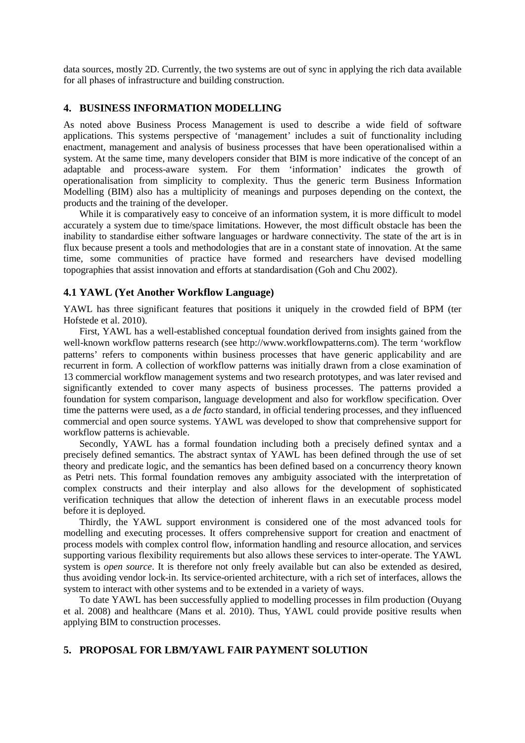data sources, mostly 2D. Currently, the two systems are out of sync in applying the rich data available for all phases of infrastructure and building construction.

## 4. BUSINESS INFORMATION MODELLING

As noted above Business Process Management is used to describe a wide field of software applications. This systems perspective of 'management' includes a suit of functionality including enactment, management and analysis of business processes that have been operationalised within a system. At the same time, many developers consider that BIM is more indicative of the concept of an adaptable and process-aware system. For them 'information' indicates the growth of operationalisation from simplicity to complexity. Thus the generic term Business Information Modelling (BIM) also has a multiplicity of meanings and purposes depending on the context, the products and the training of the developer.

While it is comparatively easy to conceive of an information system, it is more difficult to model accurately a system due to time/space limitations. However, the most difficult obstacle has been the inability to standardise either software languages or hardware connectivity. The state of the art is in flux because present a tools and methodologies that are in a constant state of innovation. At the same time, some communities of practice have formed and researchers have devised modelling topographies that assist innovation and efforts at standardisation (Goh and Chu 2002).

### 4.1 YAWL (Yet Another Workflow Language)

YAWL has three significant features that positions it uniquely in the crowded field of BPM (ter Hofstede et al. 2010).

First, YAWL has a well-established conceptual foundation derived from insights gained from the well-known workflow patterns research (see http://www.workflowpatterns.com). The term 'workflow patterns' refers to components within business processes that have generic applicability and are recurrent in form. A collection of workflow patterns was initially drawn from a close examination of 13 commercial workflow management systems and two research prototypes, and was later revised and significantly extended to cover many aspects of business processes. The patterns provided a foundation for system comparison, language development and also for workflow specification. Over time the patterns were used, as a *de facto* standard, in official tendering processes, and they influenced commercial and open source systems. YAWL was developed to show that comprehensive support for workflow patterns is achievable.

Secondly, YAWL has a formal foundation including both a precisely defined syntax and a precisely defined semantics. The abstract syntax of YAWL has been defined through the use of set theory and predicate logic, and the semantics has been defined based on a concurrency theory known as Petri nets. This formal foundation removes any ambiguity associated with the interpretation of complex constructs and their interplay and also allows for the development of sophisticated verification techniques that allow the detection of inherent flaws in an executable process model before it is deployed.

Thirdly, the YAWL support environment is considered one of the most advanced tools for modelling and executing processes. It offers comprehensive support for creation and enactment of process models with complex control flow, information handling and resource allocation, and services supporting various flexibility requirements but also allows these services to inter-operate. The YAWL system is *open source*. It is therefore not only freely available but can also be extended as desired, thus avoiding vendor lock-in. Its service-oriented architecture, with a rich set of interfaces, allows the system to interact with other systems and to be extended in a variety of ways.

To date YAWL has been successfully applied to modelling processes in film production (Ouyang et al. 2008) and healthcare (Mans et al. 2010). Thus, YAWL could provide positive results when applying BIM to construction processes.

## 5. PROPOSAL FOR LBM/YAWL FAIR PAYMENT SOLUTION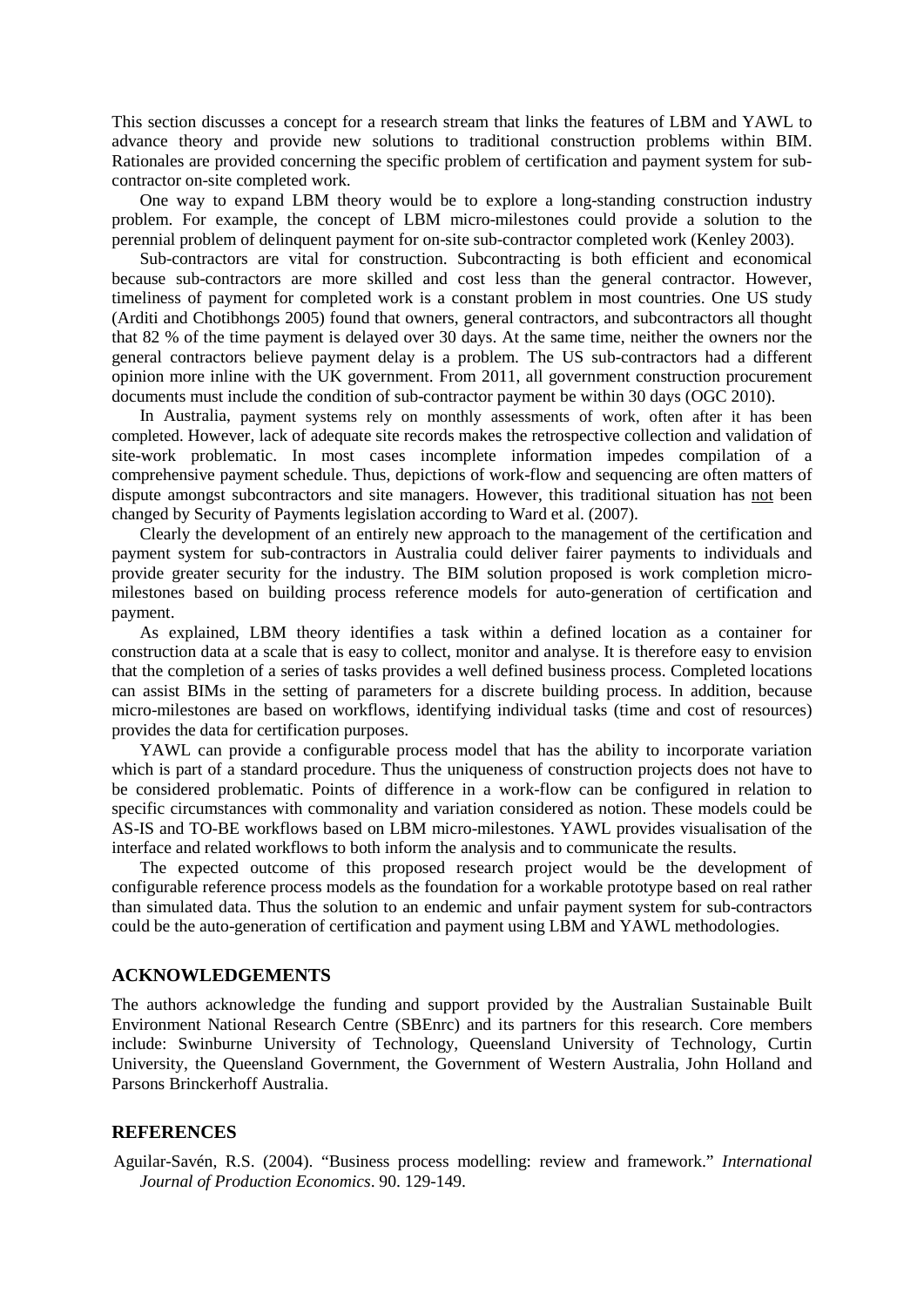This section discusses a concept for a research stream that links the features of LBM and YAWL to advance theory and provide new solutions to traditional construction problems within BIM. Rationales are provided concerning the specific problem of certification and payment system for sub-contractor on-site completed work.

One way to expand LBM theory would be to explore a long-standing construction industry problem. For example, the concept of LBM micro-milestones could provide a solution to the perennial problem of delinquent payment for on-site sub-contractor completed work (Kenley 2003).

Sub-contractors are vital for construction. Subcontracting is both efficient and economical because sub-contractors are more skilled and cost less than the general contractor. However, timeliness of payment for completed work is a constant problem in most countries. One US study (Arditi and Chotibhongs 2005) found that owners, general contractors, and subcontractors all thought that 82 % of the time payment is delayed over 30 days. At the same time, neither the owners nor the general contractors believe payment delay is a problem. The US sub-contractors had a different opinion more inline with the UK government. From 2011, all government construction procurement documents must include the condition of sub-contractor payment be within 30 days (OGC 2010).

In Australia, payment systems rely on monthly assessments of work, often after it has been completed. However, lack of adequate site records makes the retrospective collection and validation of site-work problematic. In most cases incomplete information impedes compilation of a comprehensive payment schedule. Thus, depictions of work-flow and sequencing are often matters of dispute amongst subcontractors and site managers. However, this traditional situation has <u>not</u> been changed by Security of Payments legislation according to Ward et al. (2007).

Clearly the development of an entirely new approach to the management of the certification and payment system for sub-contractors in Australia could deliver fairer payments to individuals and provide greater security for the industry. The BIM solution proposed is work completion micro-milestones based on building process reference models for auto-generation of certification and payment.

As explained, LBM theory identifies a task within a defined location as a container for construction data at a scale that is easy to collect, monitor and analyse. It is therefore easy to envision that the completion of a series of tasks provides a well defined business process. Completed locations can assist BIMs in the setting of parameters for a discrete building process. In addition, because micro-milestones are based on workflows, identifying individual tasks (time and cost of resources) provides the data for certification purposes.

YAWL can provide a configurable process model that has the ability to incorporate variation which is part of a standard procedure. Thus the uniqueness of construction projects does not have to be considered problematic. Points of difference in a work-flow can be configured in relation to specific circumstances with commonality and variation considered as notion. These models could be AS-IS and TO-BE workflows based on LBM micro-milestones. YAWL provides visualisation of the interface and related workflows to both inform the analysis and to communicate the results.

The expected outcome of this proposed research project would be the development of configurable reference process models as the foundation for a workable prototype based on real rather than simulated data. Thus the solution to an endemic and unfair payment system for sub-contractors could be the auto-generation of certification and payment using LBM and YAWL methodologies.

## ACKNOWLEDGEMENTS

The authors acknowledge the funding and support provided by the Australian Sustainable Built Environment National Research Centre (SBEnrc) and its partners for this research. Core members include: Swinburne University of Technology, Queensland University of Technology, Curtin University, the Queensland Government, the Government of Western Australia, John Holland and Parsons Brinckerhoff Australia.

## REFERENCES

Aguilar-Savén, R.S. (2004). "Business process modelling: review and framework." *International Journal of Production Economics*. 90. 129-149.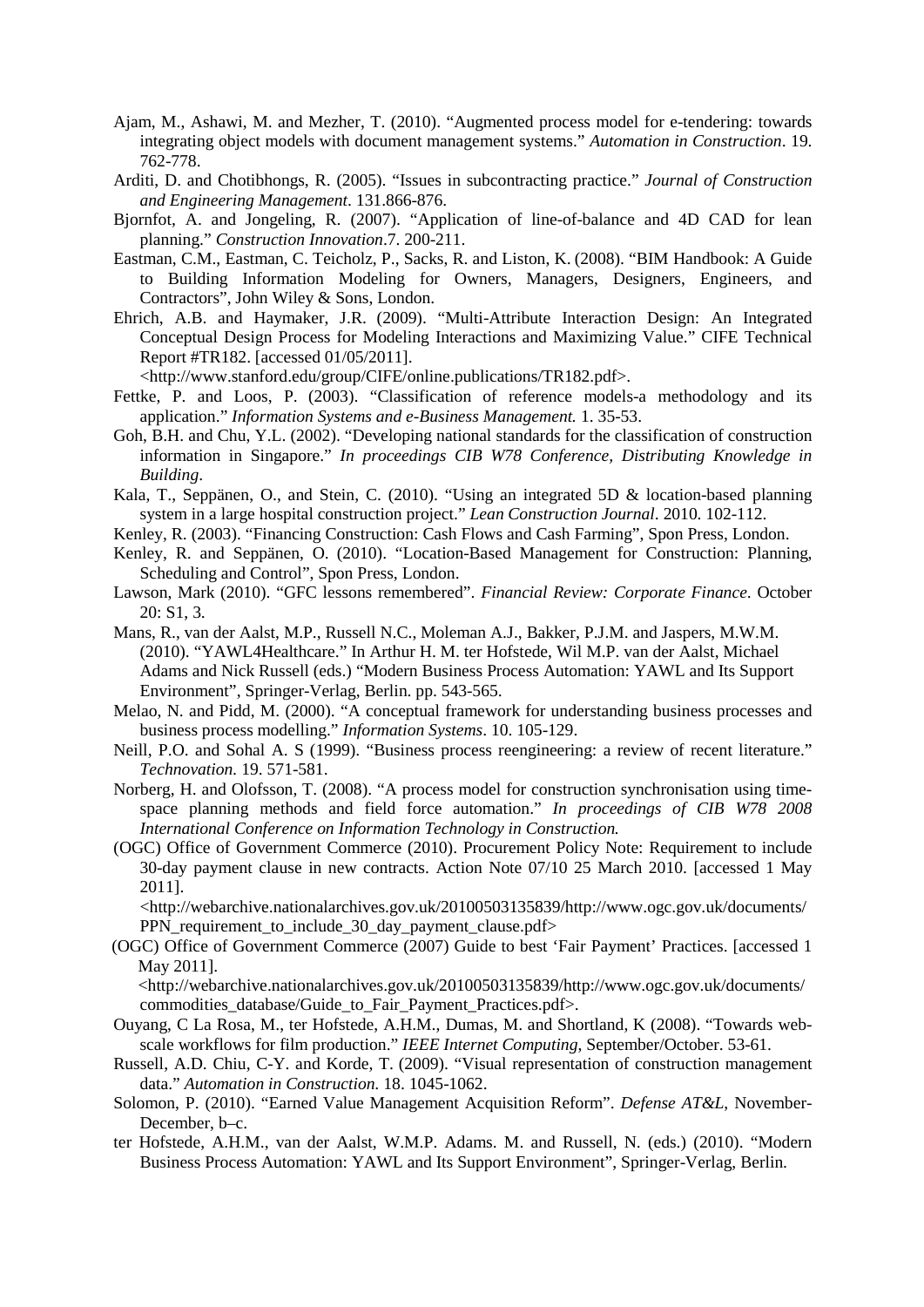Ajam, M., Ashawi, M. and Mezher, T. (2010). "Augmented process model for e-tendering: towards integrating object models with document management systems." *Automation in Construction*. 19. 762-778.

Arditi, D. and Chotibhongs, R. (2005). "Issues in subcontracting practice." *Journal of Construction and Engineering Management*. 131.866-876.

Bjornfot, A. and Jongeling, R. (2007). "Application of line-of-balance and 4D CAD for lean planning." *Construction Innovation*.7. 200-211.

Eastman, C.M., Eastman, C. Teicholz, P., Sacks, R. and Liston, K. (2008). "BIM Handbook: A Guide to Building Information Modeling for Owners, Managers, Designers, Engineers, and Contractors", John Wiley & Sons, London.

Ehrich, A.B. and Haymaker, J.R. (2009). "Multi-Attribute Interaction Design: An Integrated Conceptual Design Process for Modeling Interactions and Maximizing Value." CIFE Technical Report #TR182. [accessed 01/05/2011]. <http://www.stanford.edu/group/CIFE/online.publications/TR182.pdf>.

Fettke, P. and Loos, P. (2003). "Classification of reference models-a methodology and its application." *Information Systems and e-Business Management.* 1. 35-53.

Goh, B.H. and Chu, Y.L. (2002). "Developing national standards for the classification of construction information in Singapore." *In proceedings CIB W78 Conference, Distributing Knowledge in Building*.

Kala, T., Seppänen, O., and Stein, C. (2010). "Using an integrated 5D & location-based planning system in a large hospital construction project." *Lean Construction Journal*. 2010. 102-112.

Kenley, R. (2003). "Financing Construction: Cash Flows and Cash Farming", Spon Press, London.

Kenley, R. and Seppänen, O. (2010). "Location-Based Management for Construction: Planning, Scheduling and Control", Spon Press, London.

Lawson, Mark (2010). "GFC lessons remembered". *Financial Review: Corporate Finance.* October 20: S1, 3.

Mans, R., van der Aalst, M.P., Russell N.C., Moleman A.J., Bakker, P.J.M. and Jaspers, M.W.M. (2010). "YAWL4Healthcare." In Arthur H. M. ter Hofstede, Wil M.P. van der Aalst, Michael Adams and Nick Russell (eds.) "Modern Business Process Automation: YAWL and Its Support Environment", Springer-Verlag, Berlin. pp. 543-565.

Melao, N. and Pidd, M. (2000). "A conceptual framework for understanding business processes and business process modelling." *Information Systems*. 10. 105-129.

Neill, P.O. and Sohal A. S (1999). "Business process reengineering: a review of recent literature." *Technovation.* 19. 571-581.

Norberg, H. and Olofsson, T. (2008). "A process model for construction synchronisation using time-space planning methods and field force automation." *In proceedings of CIB W78 2008 International Conference on Information Technology in Construction.*

(OGC) Office of Government Commerce (2010). Procurement Policy Note: Requirement to include 30-day payment clause in new contracts. Action Note 07/10 25 March 2010. [accessed 1 May 2011]. <http://webarchive.nationalarchives.gov.uk/20100503135839/http://www.ogc.gov.uk/documents/PPN_requirement_to_include_30_day_payment_clause.pdf>

(OGC) Office of Government Commerce (2007) Guide to best 'Fair Payment' Practices. [accessed 1 May 2011]. <http://webarchive.nationalarchives.gov.uk/20100503135839/http://www.ogc.gov.uk/documents/commodities_database/Guide_to_Fair_Payment_Practices.pdf>.

Ouyang, C La Rosa, M., ter Hofstede, A.H.M., Dumas, M. and Shortland, K (2008). "Towards web-scale workflows for film production." *IEEE Internet Computing,* September/October. 53-61.

Russell, A.D. Chiu, C-Y. and Korde, T. (2009). "Visual representation of construction management data." *Automation in Construction.* 18. 1045-1062.

Solomon, P. (2010). "Earned Value Management Acquisition Reform". *Defense AT&L*, November-December, b–c.

ter Hofstede, A.H.M., van der Aalst, W.M.P. Adams. M. and Russell, N. (eds.) (2010). "Modern Business Process Automation: YAWL and Its Support Environment", Springer-Verlag, Berlin.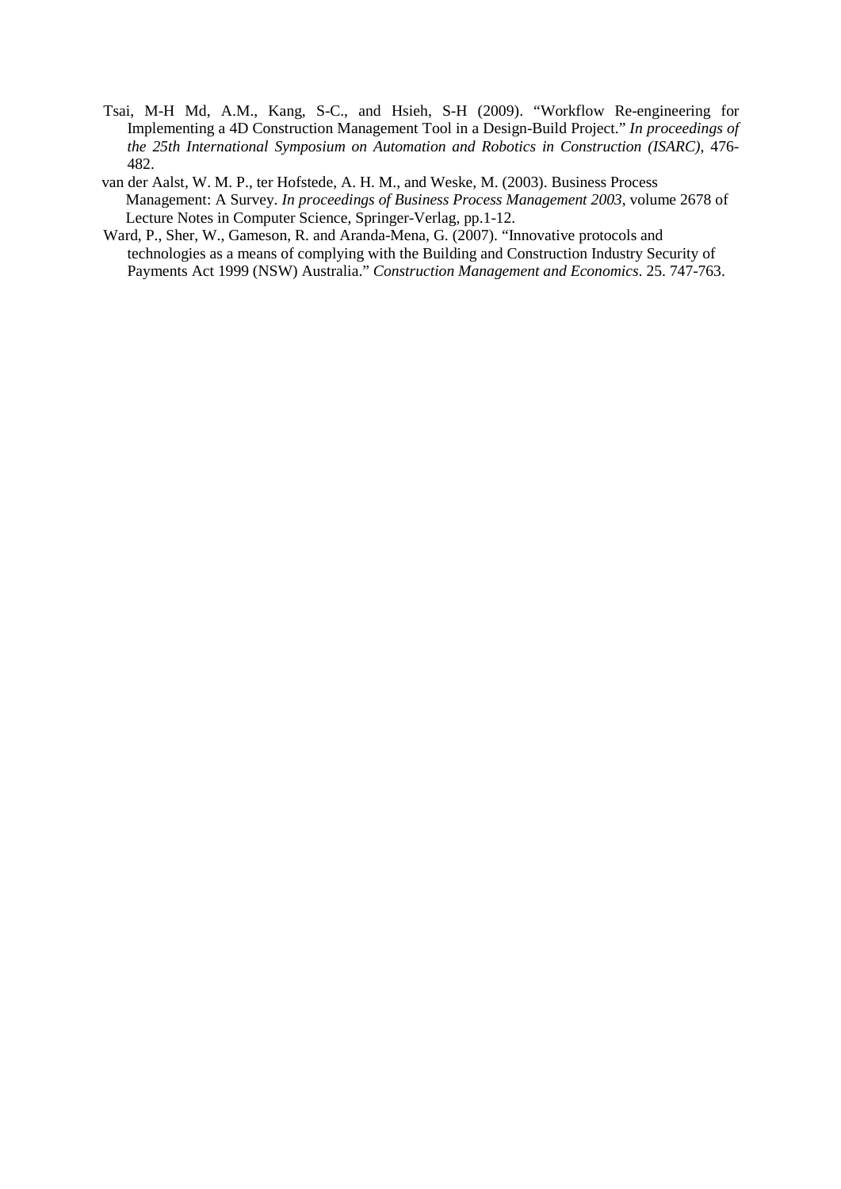Tsai, M-H Md, A.M., Kang, S-C., and Hsieh, S-H (2009). "Workflow Re-engineering for Implementing a 4D Construction Management Tool in a Design-Build Project." *In proceedings of the 25th International Symposium on Automation and Robotics in Construction (ISARC)*, 476-482.

van der Aalst, W. M. P., ter Hofstede, A. H. M., and Weske, M. (2003). Business Process Management: A Survey. *In proceedings of Business Process Management 2003*, volume 2678 of Lecture Notes in Computer Science, Springer-Verlag, pp.1-12.

Ward, P., Sher, W., Gameson, R. and Aranda-Mena, G. (2007). "Innovative protocols and technologies as a means of complying with the Building and Construction Industry Security of Payments Act 1999 (NSW) Australia." *Construction Management and Economics*. 25. 747-763.